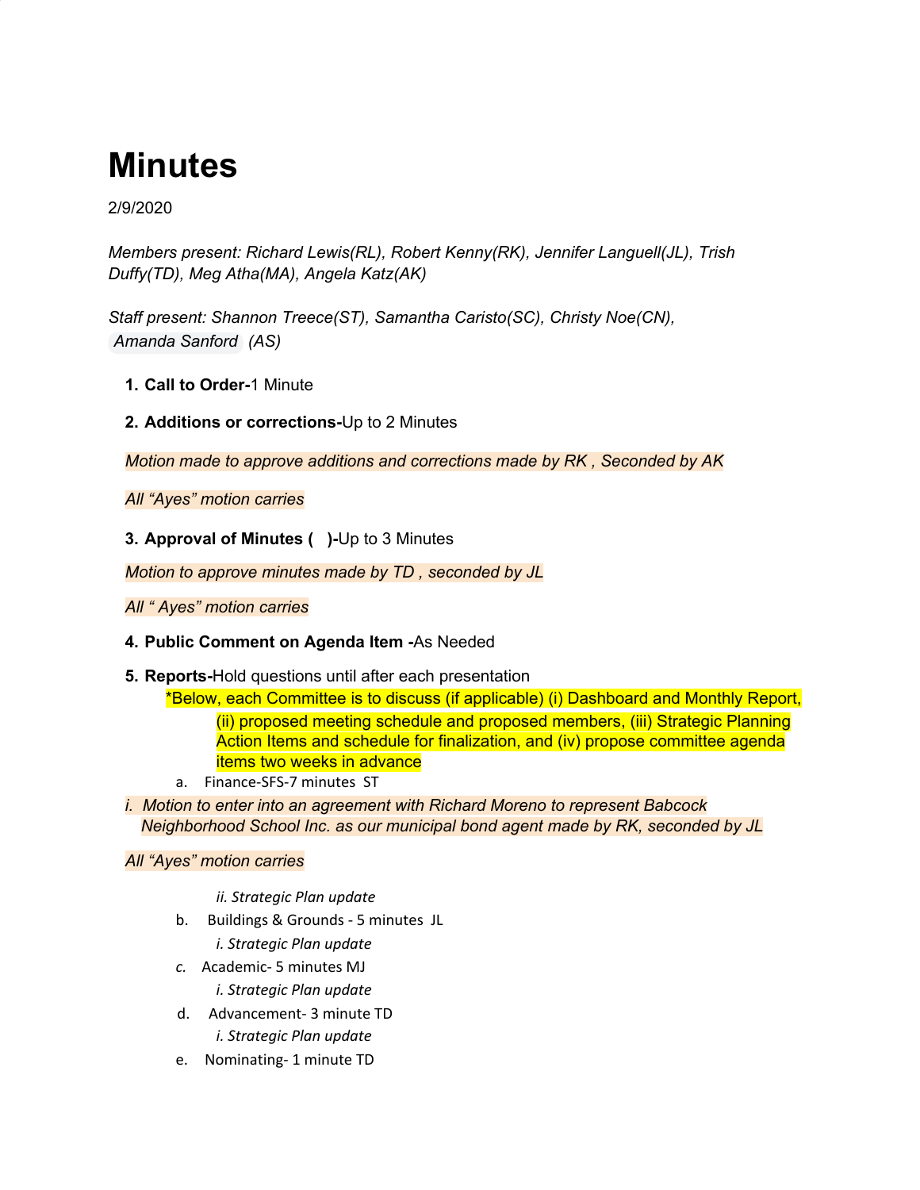# Minutes

2/9/2020

*Members present: Richard Lewis(RL), Robert Kenny(RK), Jennifer Languell(JL), Trish Duffy(TD), Meg Atha(MA), Angela Katz(AK)*

*Staff present: Shannon Treece(ST), Samantha Caristo(SC), Christy Noe(CN), Amanda Sanford (AS)*

1. **Call to Order-**1 Minute
2. **Additions or corrections-**Up to 2 Minutes

*Motion made to approve additions and corrections made by RK , Seconded by AK*

*All "Ayes" motion carries*

3. **Approval of Minutes (   )-**Up to 3 Minutes

*Motion to approve minutes made by TD , seconded by JL*

*All " Ayes" motion carries*

4. **Public Comment on Agenda Item -**As Needed
5. **Reports-**Hold questions until after each presentation
   *Below, each Committee is to discuss (if applicable) (i) Dashboard and Monthly Report, (ii) proposed meeting schedule and proposed members, (iii) Strategic Planning Action Items and schedule for finalization, and (iv) propose committee agenda items two weeks in advance
   a. Finance-SFS-7 minutes ST

*i. Motion to enter into an agreement with Richard Moreno to represent Babcock Neighborhood School Inc. as our municipal bond agent made by RK, seconded by JL*

*All "Ayes" motion carries*

      *ii. Strategic Plan update*

   b. Buildings & Grounds - 5 minutes JL
      *i. Strategic Plan update*
   *c.* Academic- 5 minutes MJ
      *i. Strategic Plan update*
   d. Advancement- 3 minute TD
      *i. Strategic Plan update*
   e. Nominating- 1 minute TD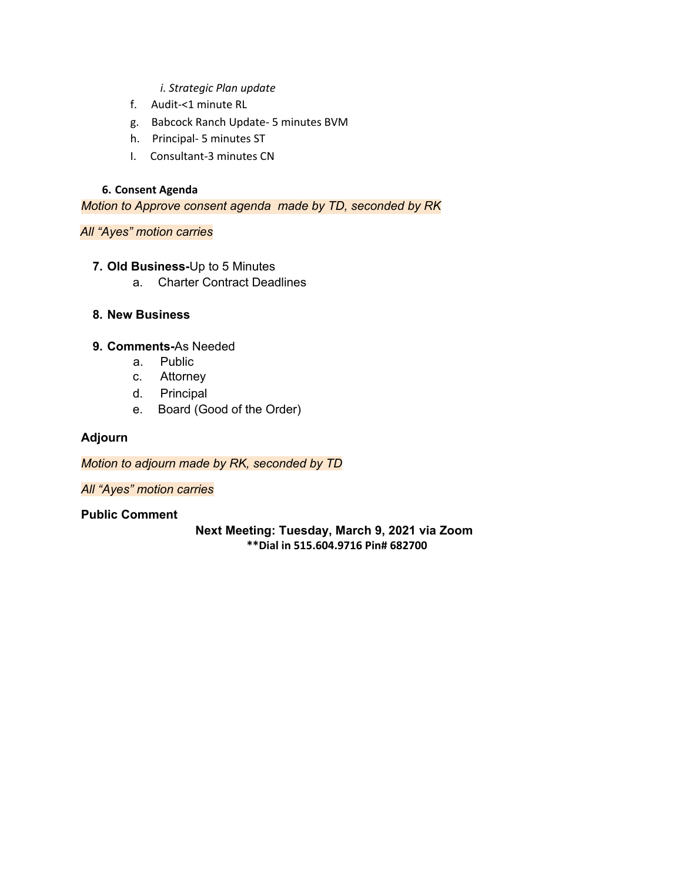*i. Strategic Plan update*

f. Audit-<1 minute RL

g. Babcock Ranch Update- 5 minutes BVM

h. Principal- 5 minutes ST

I. Consultant-3 minutes CN

**6. Consent Agenda**

*Motion to Approve consent agenda made by TD, seconded by RK*

*All "Ayes" motion carries*

**7. Old Business-**Up to 5 Minutes

a. Charter Contract Deadlines

**8. New Business**

**9. Comments-**As Needed

a. Public

c. Attorney

d. Principal

e. Board (Good of the Order)

**Adjourn**

*Motion to adjourn made by RK, seconded by TD*

*All "Ayes" motion carries*

**Public Comment**

**Next Meeting: Tuesday, March 9, 2021 via Zoom**

**\*\*Dial in 515.604.9716 Pin# 682700**